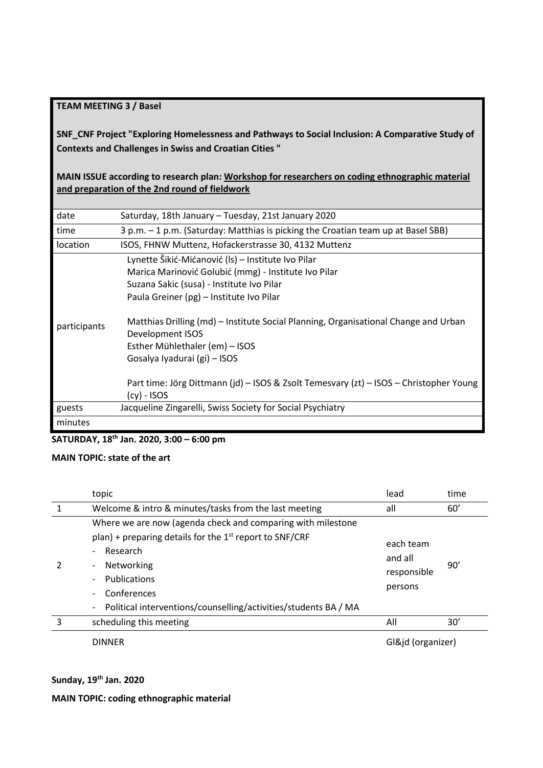**TEAM MEETING 3 / Basel**

**SNF_CNF Project "Exploring Homelessness and Pathways to Social Inclusion: A Comparative Study of Contexts and Challenges in Swiss and Croatian Cities "**

**MAIN ISSUE according to research plan: Workshop for researchers on coding ethnographic material and preparation of the 2nd round of fieldwork**

| | |
|---|---|
| date | Saturday, 18th January – Tuesday, 21st January 2020 |
| time | 3 p.m. – 1 p.m. (Saturday: Matthias is picking the Croatian team up at Basel SBB) |
| location | ISOS, FHNW Muttenz, Hofackerstrasse 30, 4132 Muttenz |
| participants | Lynette Šikić-Mićanović (ls) – Institute Ivo Pilar<br>Marica Marinović Golubić (mmg) - Institute Ivo Pilar<br>Suzana Sakic (susa) - Institute Ivo Pilar<br>Paula Greiner (pg) – Institute Ivo Pilar<br><br>Matthias Drilling (md) – Institute Social Planning, Organisational Change and Urban Development ISOS<br>Esther Mühlethaler (em) – ISOS<br>Gosalya Iyadurai (gi) – ISOS<br><br>Part time: Jörg Dittmann (jd) – ISOS & Zsolt Temesvary (zt) – ISOS – Christopher Young (cy) - ISOS |
| guests | Jacqueline Zingarelli, Swiss Society for Social Psychiatry |
| minutes | |

**SATURDAY, 18th Jan. 2020, 3:00 – 6:00 pm**

**MAIN TOPIC: state of the art**

| | topic | lead | time |
|---|---|---|---|
| 1 | Welcome & intro & minutes/tasks from the last meeting | all | 60' |
| 2 | Where we are now (agenda check and comparing with milestone plan) + preparing details for the 1st report to SNF/CRF<br>- Research<br>- Networking<br>- Publications<br>- Conferences<br>- Political interventions/counselling/activities/students BA / MA | each team and all responsible persons | 90' |
| 3 | scheduling this meeting | All | 30' |
| | DINNER | Gl&jd (organizer) | |

**Sunday, 19th Jan. 2020**

**MAIN TOPIC: coding ethnographic material**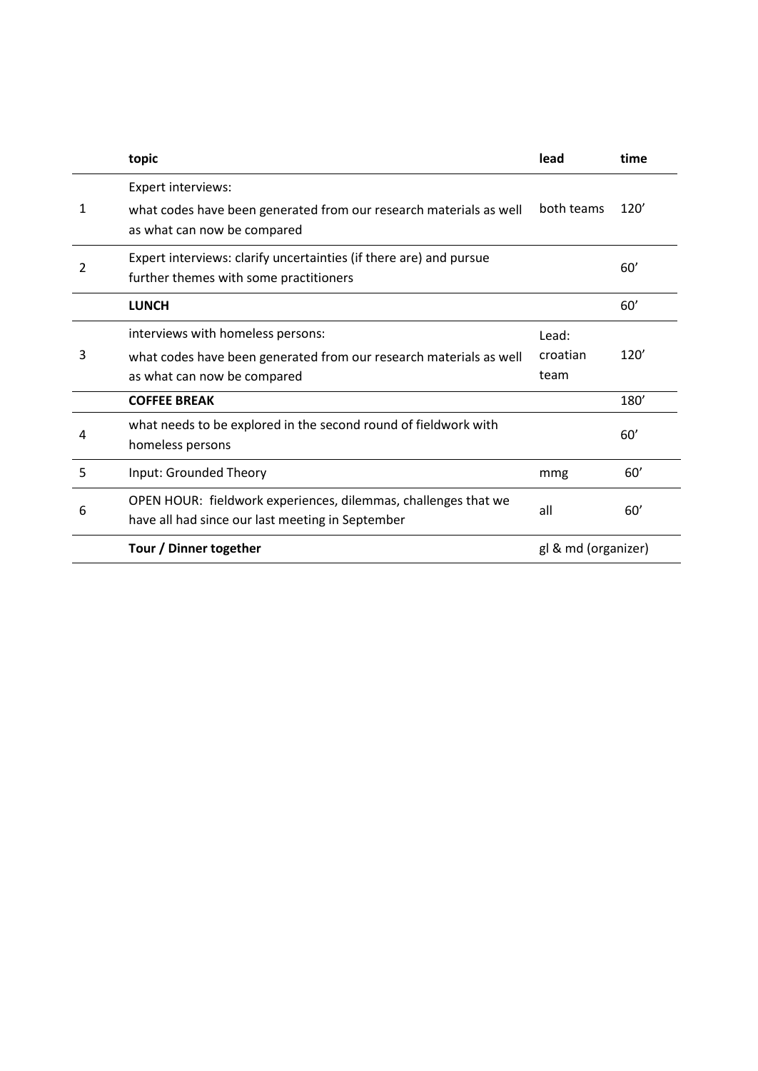| | topic | lead | time |
|---|---|---|---|
| 1 | Expert interviews:<br>what codes have been generated from our research materials as well as what can now be compared | both teams | 120’ |
| 2 | Expert interviews: clarify uncertainties (if there are) and pursue further themes with some practitioners | | 60’ |
| | **LUNCH** | | 60’ |
| 3 | interviews with homeless persons:<br>what codes have been generated from our research materials as well as what can now be compared | Lead: croatian team | 120’ |
| | **COFFEE BREAK** | | 180’ |
| 4 | what needs to be explored in the second round of fieldwork with homeless persons | | 60’ |
| 5 | Input: Grounded Theory | mmg | 60’ |
| 6 | OPEN HOUR: fieldwork experiences, dilemmas, challenges that we have all had since our last meeting in September | all | 60’ |
| | **Tour / Dinner together** | gl & md (organizer) | |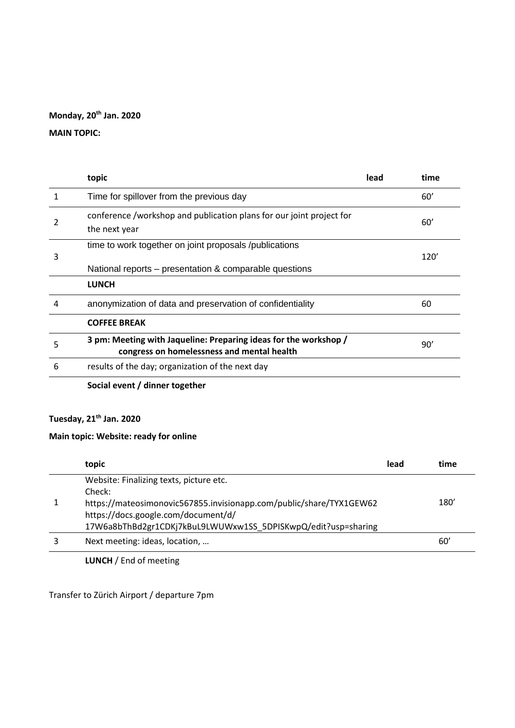**Monday, 20th Jan. 2020**

**MAIN TOPIC:**

| | topic | lead | time |
|---|---|---|---|
| 1 | Time for spillover from the previous day | | 60’ |
| 2 | conference /workshop and publication plans for our joint project for the next year | | 60’ |
| 3 | time to work together on joint proposals /publications<br><br>National reports – presentation & comparable questions | | 120’ |
| | **LUNCH** | | |
| 4 | anonymization of data and preservation of confidentiality | | 60 |
| | **COFFEE BREAK** | | |
| 5 | **3 pm: Meeting with Jaqueline: Preparing ideas for the workshop / congress on homelessness and mental health** | | 90’ |
| 6 | results of the day; organization of the next day | | |
| | **Social event / dinner together** | | |

**Tuesday, 21th Jan. 2020**

**Main topic: Website: ready for online**

| | topic | lead | time |
|---|---|---|---|
| 1 | Website: Finalizing texts, picture etc.<br>Check:<br>https://mateosimonovic567855.invisionapp.com/public/share/TYX1GEW62<br>https://docs.google.com/document/d/17W6a8bThBd2gr1CDKj7kBuL9LWUWxw1SS_5DPISKwpQ/edit?usp=sharing | | 180’ |
| 3 | Next meeting: ideas, location, … | | 60’ |
| | **LUNCH** / End of meeting | | |

Transfer to Zürich Airport / departure 7pm